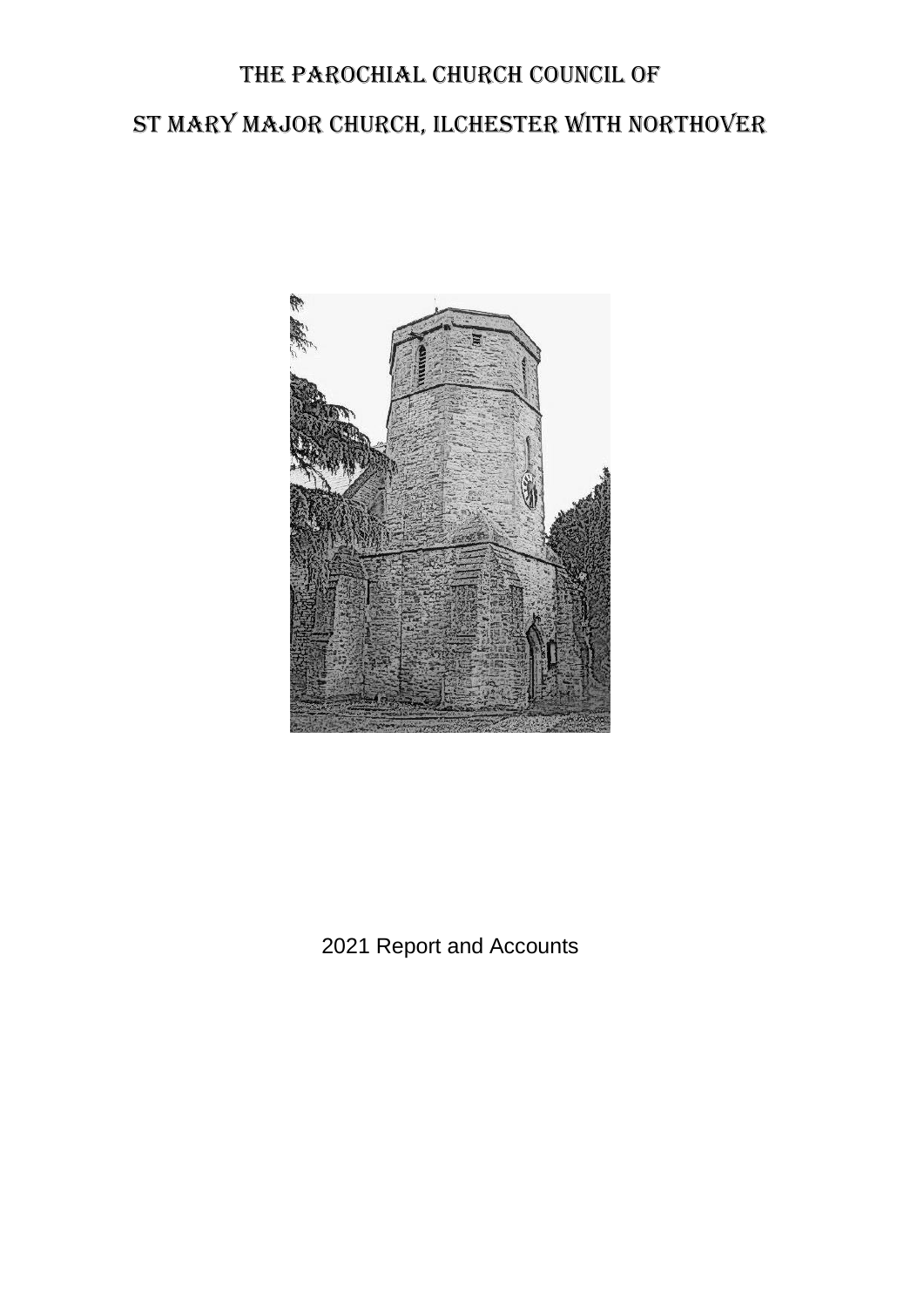# The Parochial Church Council of

# St Mary Major Church, Ilchester with Northover

2021 Report and Accounts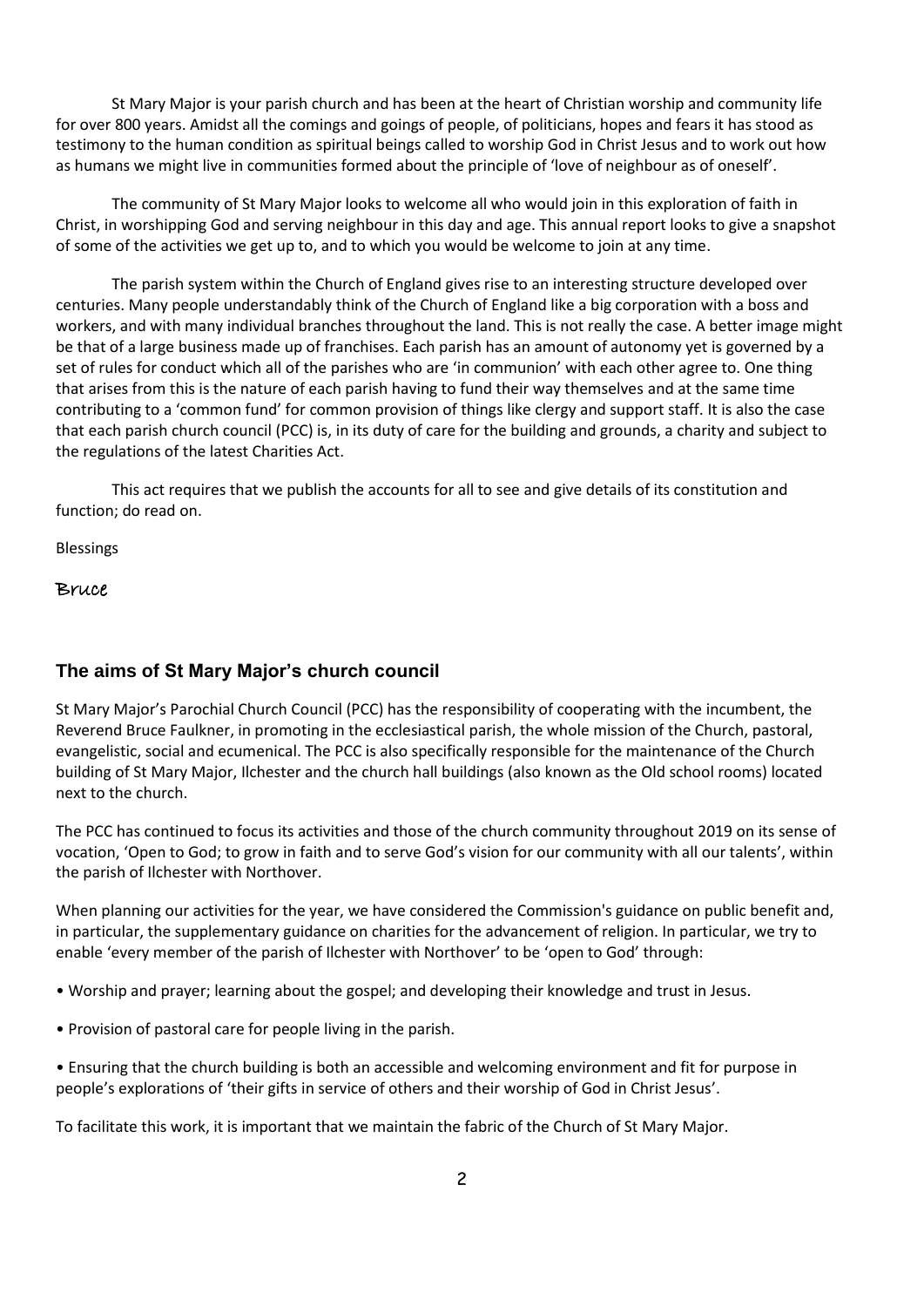St Mary Major is your parish church and has been at the heart of Christian worship and community life for over 800 years. Amidst all the comings and goings of people, of politicians, hopes and fears it has stood as testimony to the human condition as spiritual beings called to worship God in Christ Jesus and to work out how as humans we might live in communities formed about the principle of 'love of neighbour as of oneself'.

The community of St Mary Major looks to welcome all who would join in this exploration of faith in Christ, in worshipping God and serving neighbour in this day and age. This annual report looks to give a snapshot of some of the activities we get up to, and to which you would be welcome to join at any time.

The parish system within the Church of England gives rise to an interesting structure developed over centuries. Many people understandably think of the Church of England like a big corporation with a boss and workers, and with many individual branches throughout the land. This is not really the case. A better image might be that of a large business made up of franchises. Each parish has an amount of autonomy yet is governed by a set of rules for conduct which all of the parishes who are 'in communion' with each other agree to. One thing that arises from this is the nature of each parish having to fund their way themselves and at the same time contributing to a 'common fund' for common provision of things like clergy and support staff. It is also the case that each parish church council (PCC) is, in its duty of care for the building and grounds, a charity and subject to the regulations of the latest Charities Act.

This act requires that we publish the accounts for all to see and give details of its constitution and function; do read on.

Blessings

Bruce

## The aims of St Mary Major's church council

St Mary Major's Parochial Church Council (PCC) has the responsibility of cooperating with the incumbent, the Reverend Bruce Faulkner, in promoting in the ecclesiastical parish, the whole mission of the Church, pastoral, evangelistic, social and ecumenical. The PCC is also specifically responsible for the maintenance of the Church building of St Mary Major, Ilchester and the church hall buildings (also known as the Old school rooms) located next to the church.

The PCC has continued to focus its activities and those of the church community throughout 2019 on its sense of vocation, 'Open to God; to grow in faith and to serve God's vision for our community with all our talents', within the parish of Ilchester with Northover.

When planning our activities for the year, we have considered the Commission's guidance on public benefit and, in particular, the supplementary guidance on charities for the advancement of religion. In particular, we try to enable 'every member of the parish of Ilchester with Northover' to be 'open to God' through:

- Worship and prayer; learning about the gospel; and developing their knowledge and trust in Jesus.
- Provision of pastoral care for people living in the parish.
- Ensuring that the church building is both an accessible and welcoming environment and fit for purpose in people's explorations of 'their gifts in service of others and their worship of God in Christ Jesus'.

To facilitate this work, it is important that we maintain the fabric of the Church of St Mary Major.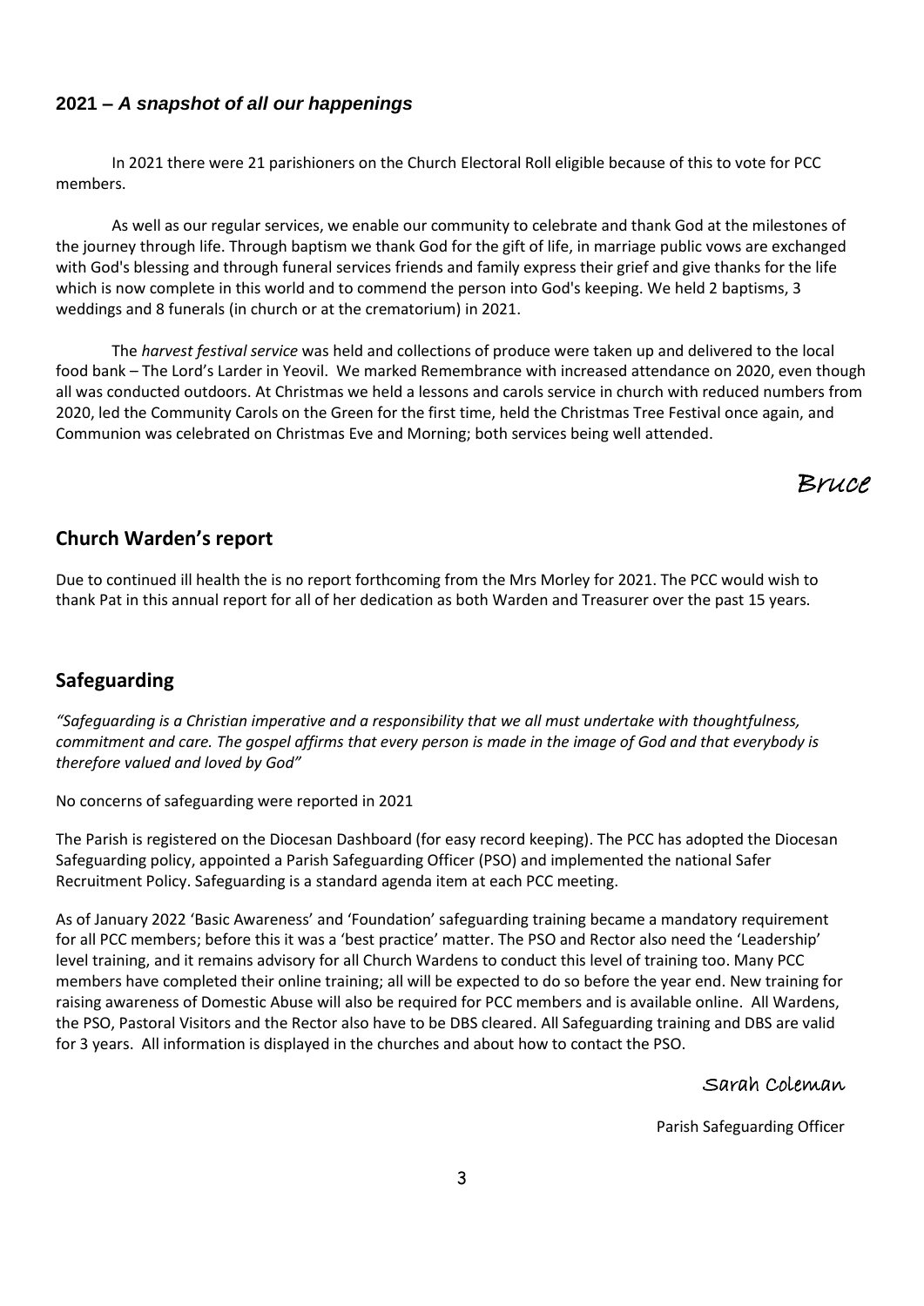## 2021 – *A snapshot of all our happenings*

In 2021 there were 21 parishioners on the Church Electoral Roll eligible because of this to vote for PCC members.

As well as our regular services, we enable our community to celebrate and thank God at the milestones of the journey through life. Through baptism we thank God for the gift of life, in marriage public vows are exchanged with God's blessing and through funeral services friends and family express their grief and give thanks for the life which is now complete in this world and to commend the person into God's keeping. We held 2 baptisms, 3 weddings and 8 funerals (in church or at the crematorium) in 2021.

The *harvest festival service* was held and collections of produce were taken up and delivered to the local food bank – The Lord's Larder in Yeovil. We marked Remembrance with increased attendance on 2020, even though all was conducted outdoors. At Christmas we held a lessons and carols service in church with reduced numbers from 2020, led the Community Carols on the Green for the first time, held the Christmas Tree Festival once again, and Communion was celebrated on Christmas Eve and Morning; both services being well attended.

Bruce

## Church Warden's report

Due to continued ill health the is no report forthcoming from the Mrs Morley for 2021. The PCC would wish to thank Pat in this annual report for all of her dedication as both Warden and Treasurer over the past 15 years.

## Safeguarding

*"Safeguarding is a Christian imperative and a responsibility that we all must undertake with thoughtfulness, commitment and care. The gospel affirms that every person is made in the image of God and that everybody is therefore valued and loved by God"*

No concerns of safeguarding were reported in 2021

The Parish is registered on the Diocesan Dashboard (for easy record keeping). The PCC has adopted the Diocesan Safeguarding policy, appointed a Parish Safeguarding Officer (PSO) and implemented the national Safer Recruitment Policy. Safeguarding is a standard agenda item at each PCC meeting.

As of January 2022 'Basic Awareness' and 'Foundation' safeguarding training became a mandatory requirement for all PCC members; before this it was a 'best practice' matter. The PSO and Rector also need the 'Leadership' level training, and it remains advisory for all Church Wardens to conduct this level of training too. Many PCC members have completed their online training; all will be expected to do so before the year end. New training for raising awareness of Domestic Abuse will also be required for PCC members and is available online. All Wardens, the PSO, Pastoral Visitors and the Rector also have to be DBS cleared. All Safeguarding training and DBS are valid for 3 years. All information is displayed in the churches and about how to contact the PSO.

Sarah Coleman

Parish Safeguarding Officer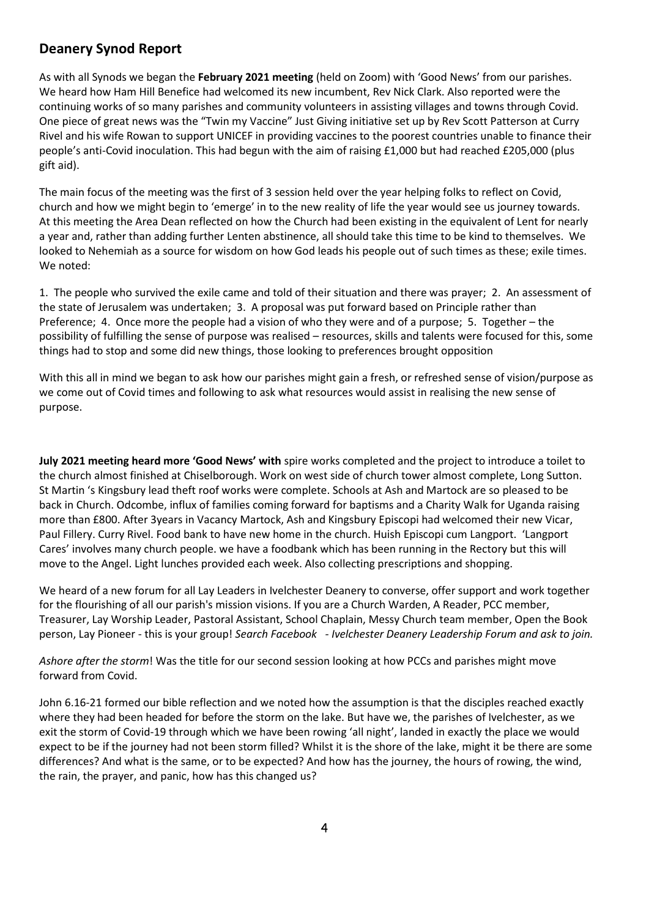## Deanery Synod Report

As with all Synods we began the **February 2021 meeting** (held on Zoom) with 'Good News' from our parishes. We heard how Ham Hill Benefice had welcomed its new incumbent, Rev Nick Clark. Also reported were the continuing works of so many parishes and community volunteers in assisting villages and towns through Covid. One piece of great news was the "Twin my Vaccine" Just Giving initiative set up by Rev Scott Patterson at Curry Rivel and his wife Rowan to support UNICEF in providing vaccines to the poorest countries unable to finance their people's anti-Covid inoculation. This had begun with the aim of raising £1,000 but had reached £205,000 (plus gift aid).

The main focus of the meeting was the first of 3 session held over the year helping folks to reflect on Covid, church and how we might begin to 'emerge' in to the new reality of life the year would see us journey towards. At this meeting the Area Dean reflected on how the Church had been existing in the equivalent of Lent for nearly a year and, rather than adding further Lenten abstinence, all should take this time to be kind to themselves. We looked to Nehemiah as a source for wisdom on how God leads his people out of such times as these; exile times. We noted:

1. The people who survived the exile came and told of their situation and there was prayer; 2. An assessment of the state of Jerusalem was undertaken; 3. A proposal was put forward based on Principle rather than Preference; 4. Once more the people had a vision of who they were and of a purpose; 5. Together – the possibility of fulfilling the sense of purpose was realised – resources, skills and talents were focused for this, some things had to stop and some did new things, those looking to preferences brought opposition

With this all in mind we began to ask how our parishes might gain a fresh, or refreshed sense of vision/purpose as we come out of Covid times and following to ask what resources would assist in realising the new sense of purpose.

**July 2021 meeting heard more 'Good News' with** spire works completed and the project to introduce a toilet to the church almost finished at Chiselborough. Work on west side of church tower almost complete, Long Sutton. St Martin 's Kingsbury lead theft roof works were complete. Schools at Ash and Martock are so pleased to be back in Church. Odcombe, influx of families coming forward for baptisms and a Charity Walk for Uganda raising more than £800. After 3years in Vacancy Martock, Ash and Kingsbury Episcopi had welcomed their new Vicar, Paul Fillery. Curry Rivel. Food bank to have new home in the church. Huish Episcopi cum Langport. 'Langport Cares' involves many church people. we have a foodbank which has been running in the Rectory but this will move to the Angel. Light lunches provided each week. Also collecting prescriptions and shopping.

We heard of a new forum for all Lay Leaders in Ivelchester Deanery to converse, offer support and work together for the flourishing of all our parish's mission visions. If you are a Church Warden, A Reader, PCC member, Treasurer, Lay Worship Leader, Pastoral Assistant, School Chaplain, Messy Church team member, Open the Book person, Lay Pioneer - this is your group! *Search Facebook - Ivelchester Deanery Leadership Forum and ask to join.*

*Ashore after the storm*! Was the title for our second session looking at how PCCs and parishes might move forward from Covid.

John 6.16-21 formed our bible reflection and we noted how the assumption is that the disciples reached exactly where they had been headed for before the storm on the lake. But have we, the parishes of Ivelchester, as we exit the storm of Covid-19 through which we have been rowing 'all night', landed in exactly the place we would expect to be if the journey had not been storm filled? Whilst it is the shore of the lake, might it be there are some differences? And what is the same, or to be expected? And how has the journey, the hours of rowing, the wind, the rain, the prayer, and panic, how has this changed us?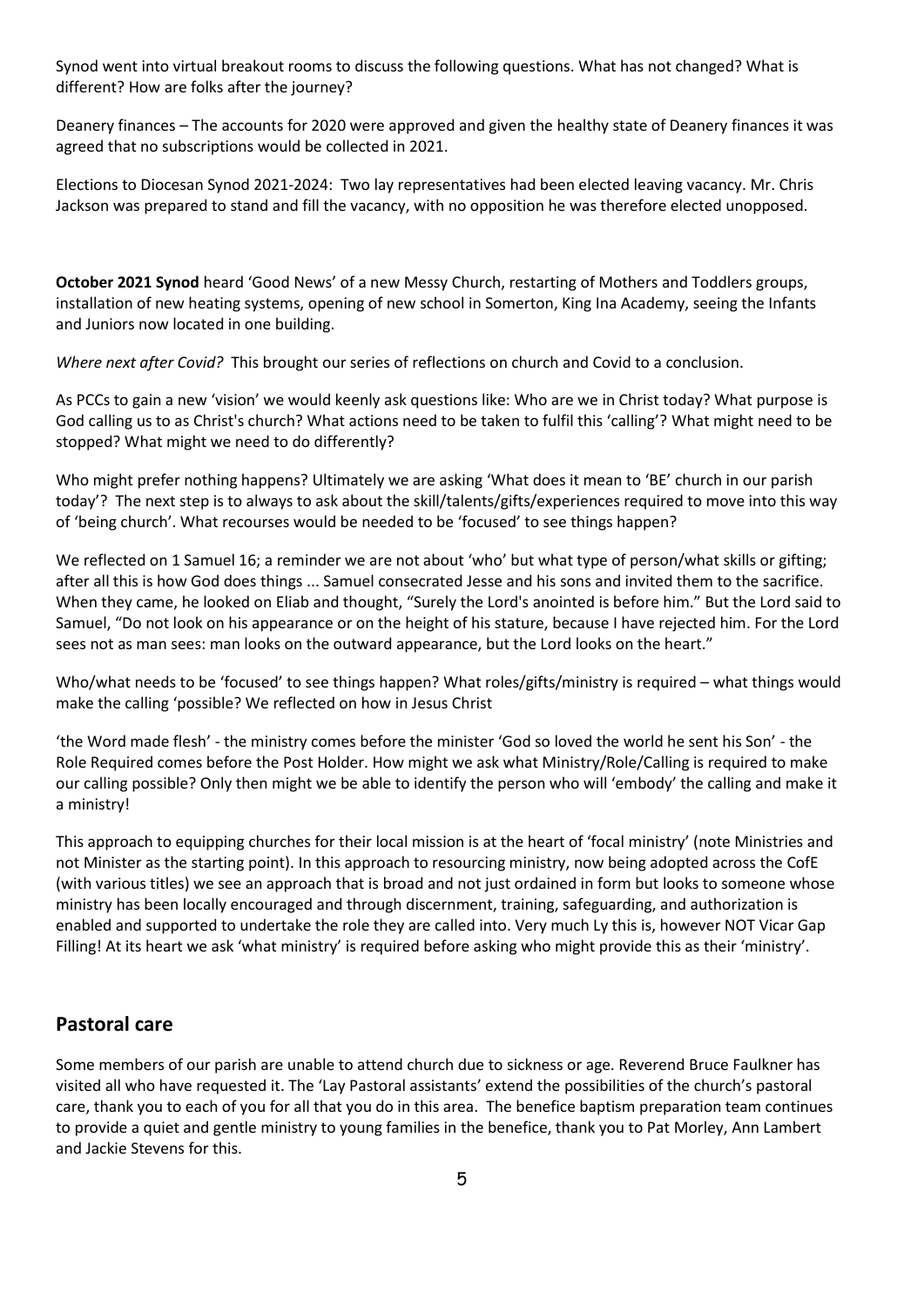Synod went into virtual breakout rooms to discuss the following questions. What has not changed? What is different? How are folks after the journey?

Deanery finances – The accounts for 2020 were approved and given the healthy state of Deanery finances it was agreed that no subscriptions would be collected in 2021.

Elections to Diocesan Synod 2021-2024: Two lay representatives had been elected leaving vacancy. Mr. Chris Jackson was prepared to stand and fill the vacancy, with no opposition he was therefore elected unopposed.

**October 2021 Synod** heard 'Good News' of a new Messy Church, restarting of Mothers and Toddlers groups, installation of new heating systems, opening of new school in Somerton, King Ina Academy, seeing the Infants and Juniors now located in one building.

*Where next after Covid?* This brought our series of reflections on church and Covid to a conclusion.

As PCCs to gain a new 'vision' we would keenly ask questions like: Who are we in Christ today? What purpose is God calling us to as Christ's church? What actions need to be taken to fulfil this 'calling'? What might need to be stopped? What might we need to do differently?

Who might prefer nothing happens? Ultimately we are asking 'What does it mean to 'BE' church in our parish today'? The next step is to always to ask about the skill/talents/gifts/experiences required to move into this way of 'being church'. What recourses would be needed to be 'focused' to see things happen?

We reflected on 1 Samuel 16; a reminder we are not about 'who' but what type of person/what skills or gifting; after all this is how God does things ... Samuel consecrated Jesse and his sons and invited them to the sacrifice. When they came, he looked on Eliab and thought, "Surely the Lord's anointed is before him." But the Lord said to Samuel, "Do not look on his appearance or on the height of his stature, because I have rejected him. For the Lord sees not as man sees: man looks on the outward appearance, but the Lord looks on the heart."

Who/what needs to be 'focused' to see things happen? What roles/gifts/ministry is required – what things would make the calling 'possible? We reflected on how in Jesus Christ

'the Word made flesh' - the ministry comes before the minister 'God so loved the world he sent his Son' - the Role Required comes before the Post Holder. How might we ask what Ministry/Role/Calling is required to make our calling possible? Only then might we be able to identify the person who will 'embody' the calling and make it a ministry!

This approach to equipping churches for their local mission is at the heart of 'focal ministry' (note Ministries and not Minister as the starting point). In this approach to resourcing ministry, now being adopted across the CofE (with various titles) we see an approach that is broad and not just ordained in form but looks to someone whose ministry has been locally encouraged and through discernment, training, safeguarding, and authorization is enabled and supported to undertake the role they are called into. Very much Ly this is, however NOT Vicar Gap Filling! At its heart we ask 'what ministry' is required before asking who might provide this as their 'ministry'.

## Pastoral care

Some members of our parish are unable to attend church due to sickness or age. Reverend Bruce Faulkner has visited all who have requested it. The 'Lay Pastoral assistants' extend the possibilities of the church's pastoral care, thank you to each of you for all that you do in this area. The benefice baptism preparation team continues to provide a quiet and gentle ministry to young families in the benefice, thank you to Pat Morley, Ann Lambert and Jackie Stevens for this.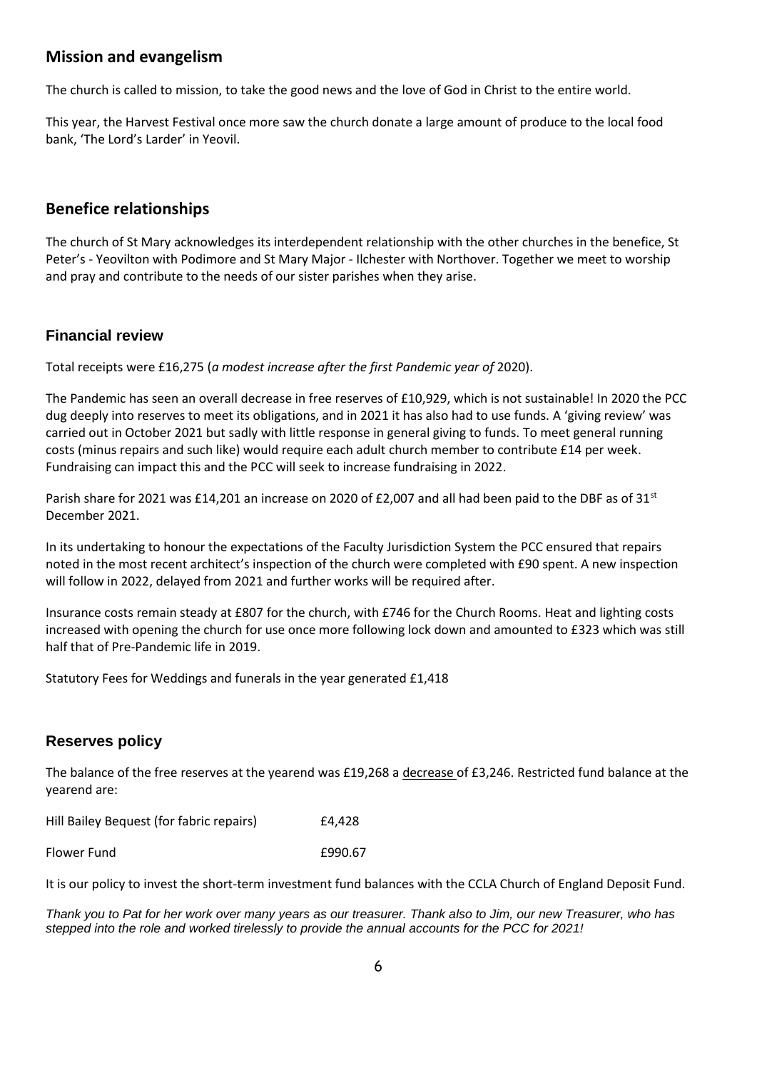## Mission and evangelism

The church is called to mission, to take the good news and the love of God in Christ to the entire world.

This year, the Harvest Festival once more saw the church donate a large amount of produce to the local food bank, 'The Lord's Larder' in Yeovil.

## Benefice relationships

The church of St Mary acknowledges its interdependent relationship with the other churches in the benefice, St Peter's - Yeovilton with Podimore and St Mary Major - Ilchester with Northover. Together we meet to worship and pray and contribute to the needs of our sister parishes when they arise.

## Financial review

Total receipts were £16,275 (*a modest increase after the first Pandemic year of* 2020).

The Pandemic has seen an overall decrease in free reserves of £10,929, which is not sustainable! In 2020 the PCC dug deeply into reserves to meet its obligations, and in 2021 it has also had to use funds. A 'giving review' was carried out in October 2021 but sadly with little response in general giving to funds. To meet general running costs (minus repairs and such like) would require each adult church member to contribute £14 per week. Fundraising can impact this and the PCC will seek to increase fundraising in 2022.

Parish share for 2021 was £14,201 an increase on 2020 of £2,007 and all had been paid to the DBF as of 31st December 2021.

In its undertaking to honour the expectations of the Faculty Jurisdiction System the PCC ensured that repairs noted in the most recent architect's inspection of the church were completed with £90 spent. A new inspection will follow in 2022, delayed from 2021 and further works will be required after.

Insurance costs remain steady at £807 for the church, with £746 for the Church Rooms. Heat and lighting costs increased with opening the church for use once more following lock down and amounted to £323 which was still half that of Pre-Pandemic life in 2019.

Statutory Fees for Weddings and funerals in the year generated £1,418

## Reserves policy

The balance of the free reserves at the yearend was £19,268 a decrease of £3,246. Restricted fund balance at the yearend are:

| | |
|---|---|
| Hill Bailey Bequest (for fabric repairs) | £4,428 |
| Flower Fund | £990.67 |

It is our policy to invest the short-term investment fund balances with the CCLA Church of England Deposit Fund.

*Thank you to Pat for her work over many years as our treasurer. Thank also to Jim, our new Treasurer, who has stepped into the role and worked tirelessly to provide the annual accounts for the PCC for 2021!*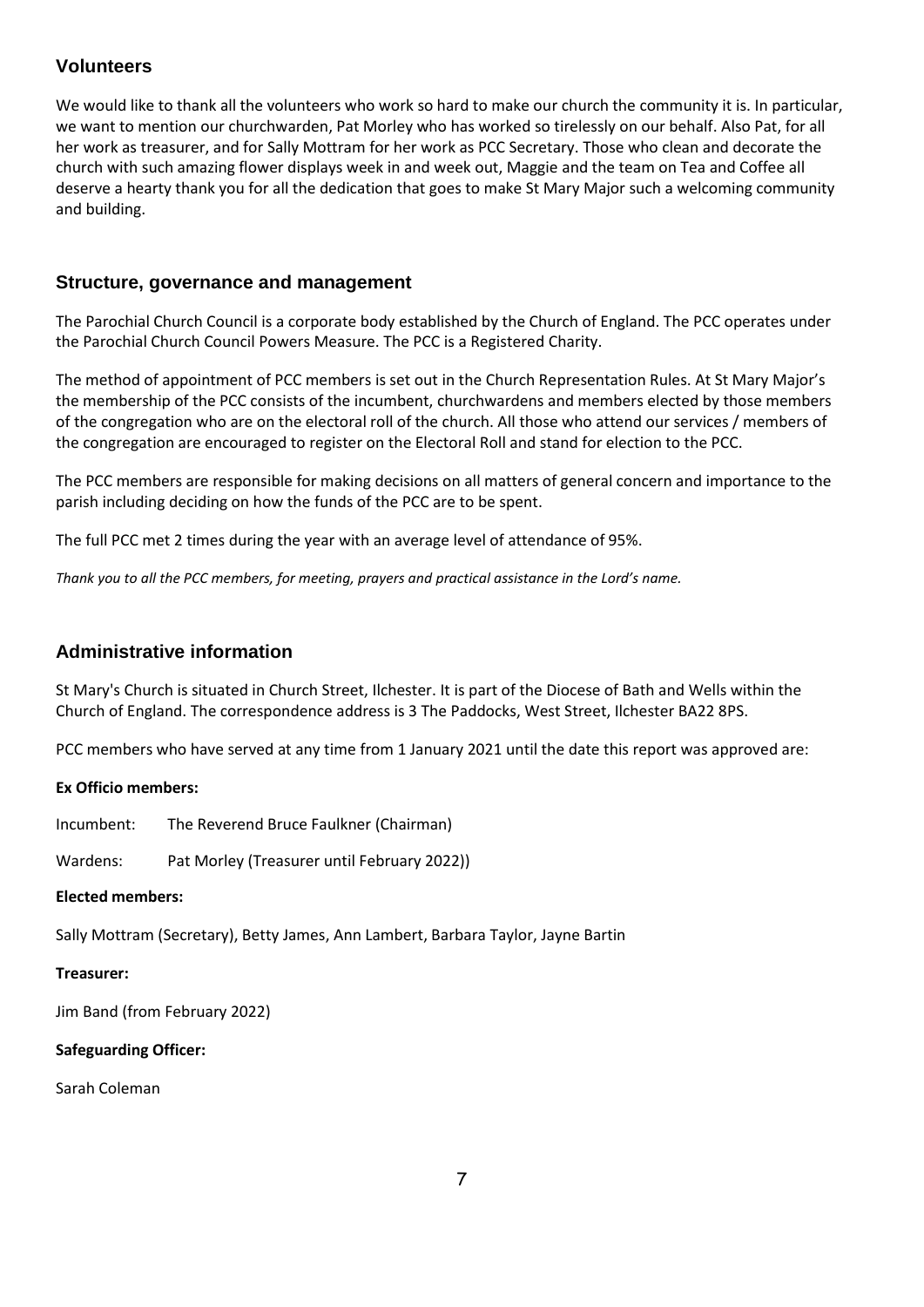## Volunteers

We would like to thank all the volunteers who work so hard to make our church the community it is. In particular, we want to mention our churchwarden, Pat Morley who has worked so tirelessly on our behalf. Also Pat, for all her work as treasurer, and for Sally Mottram for her work as PCC Secretary. Those who clean and decorate the church with such amazing flower displays week in and week out, Maggie and the team on Tea and Coffee all deserve a hearty thank you for all the dedication that goes to make St Mary Major such a welcoming community and building.

## Structure, governance and management

The Parochial Church Council is a corporate body established by the Church of England. The PCC operates under the Parochial Church Council Powers Measure. The PCC is a Registered Charity.

The method of appointment of PCC members is set out in the Church Representation Rules. At St Mary Major's the membership of the PCC consists of the incumbent, churchwardens and members elected by those members of the congregation who are on the electoral roll of the church. All those who attend our services / members of the congregation are encouraged to register on the Electoral Roll and stand for election to the PCC.

The PCC members are responsible for making decisions on all matters of general concern and importance to the parish including deciding on how the funds of the PCC are to be spent.

The full PCC met 2 times during the year with an average level of attendance of 95%.

*Thank you to all the PCC members, for meeting, prayers and practical assistance in the Lord's name.*

## Administrative information

St Mary's Church is situated in Church Street, Ilchester. It is part of the Diocese of Bath and Wells within the Church of England. The correspondence address is 3 The Paddocks, West Street, Ilchester BA22 8PS.

PCC members who have served at any time from 1 January 2021 until the date this report was approved are:

**Ex Officio members:**

Incumbent: The Reverend Bruce Faulkner (Chairman)

Wardens: Pat Morley (Treasurer until February 2022))

**Elected members:**

Sally Mottram (Secretary), Betty James, Ann Lambert, Barbara Taylor, Jayne Bartin

**Treasurer:**

Jim Band (from February 2022)

**Safeguarding Officer:**

Sarah Coleman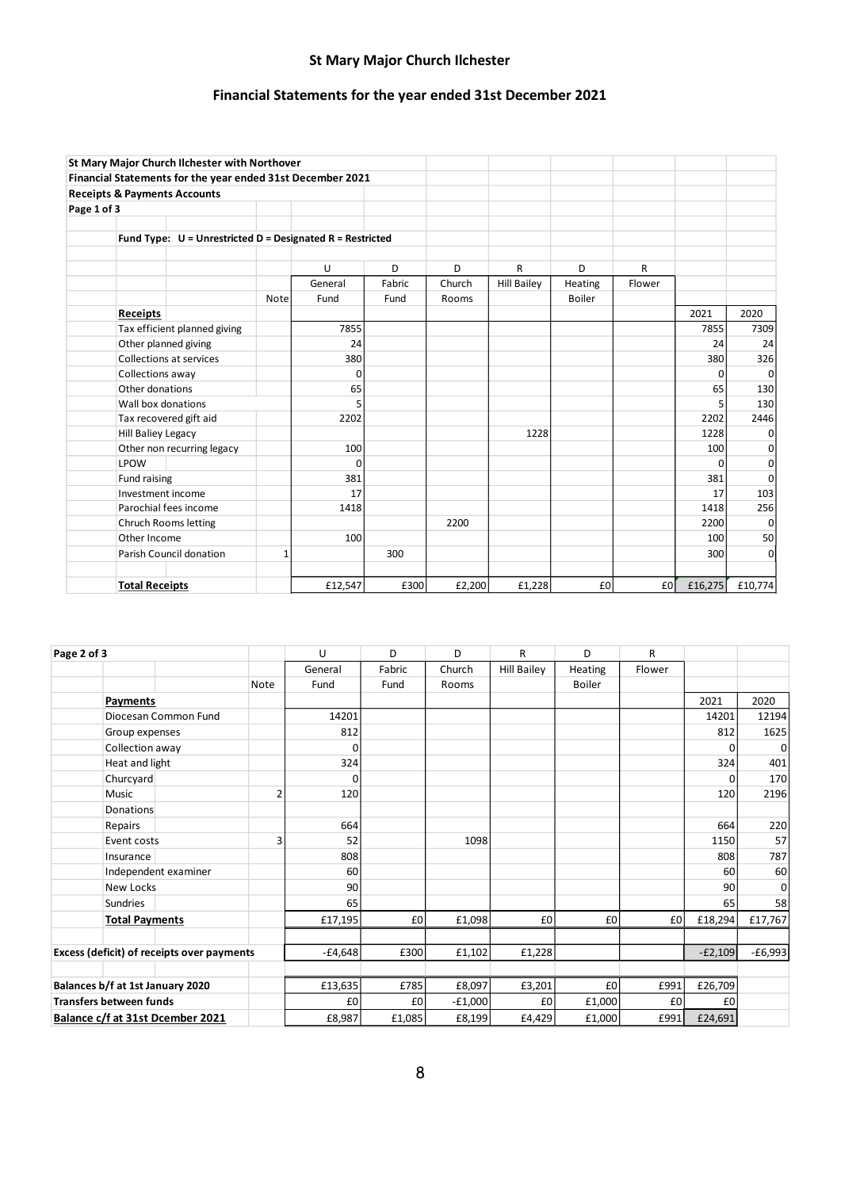## St Mary Major Church Ilchester

## Financial Statements for the year ended 31st December 2021

**St Mary Major Church Ilchester with Northover**
**Financial Statements for the year ended 31st December 2021**
**Receipts & Payments Accounts**
**Page 1 of 3**

**Fund Type: U = Unrestricted D = Designated R = Restricted**

| | Note | U | D | D | R | D | R | | |
|---|---|---|---|---|---|---|---|---|---|
| | | General Fund | Fabric Fund | Church Rooms | Hill Bailey | Heating Boiler | Flower | | |
| **Receipts** | | | | | | | | 2021 | 2020 |
| Tax efficient planned giving | | 7855 | | | | | | 7855 | 7309 |
| Other planned giving | | 24 | | | | | | 24 | 24 |
| Collections at services | | 380 | | | | | | 380 | 326 |
| Collections away | | 0 | | | | | | 0 | 0 |
| Other donations | | 65 | | | | | | 65 | 130 |
| Wall box donations | | 5 | | | | | | 5 | 130 |
| Tax recovered gift aid | | 2202 | | | | | | 2202 | 2446 |
| Hill Baliey Legacy | | | | | 1228 | | | 1228 | 0 |
| Other non recurring legacy | | 100 | | | | | | 100 | 0 |
| LPOW | | 0 | | | | | | 0 | 0 |
| Fund raising | | 381 | | | | | | 381 | 0 |
| Investment income | | 17 | | | | | | 17 | 103 |
| Parochial fees income | | 1418 | | | | | | 1418 | 256 |
| Chruch Rooms letting | | | | 2200 | | | | 2200 | 0 |
| Other Income | | 100 | | | | | | 100 | 50 |
| Parish Council donation | 1 | | 300 | | | | | 300 | 0 |
| **Total Receipts** | | £12,547 | £300 | £2,200 | £1,228 | £0 | £0 | £16,275 | £10,774 |

**Page 2 of 3**

| | Note | U | D | D | R | D | R | | |
|---|---|---|---|---|---|---|---|---|---|
| | | General Fund | Fabric Fund | Church Rooms | Hill Bailey | Heating Boiler | Flower | | |
| **Payments** | | | | | | | | 2021 | 2020 |
| Diocesan Common Fund | | 14201 | | | | | | 14201 | 12194 |
| Group expenses | | 812 | | | | | | 812 | 1625 |
| Collection away | | 0 | | | | | | 0 | 0 |
| Heat and light | | 324 | | | | | | 324 | 401 |
| Churcyard | | 0 | | | | | | 0 | 170 |
| Music | 2 | 120 | | | | | | 120 | 2196 |
| Donations | | | | | | | | | |
| Repairs | | 664 | | | | | | 664 | 220 |
| Event costs | 3 | 52 | | 1098 | | | | 1150 | 57 |
| Insurance | | 808 | | | | | | 808 | 787 |
| Independent examiner | | 60 | | | | | | 60 | 60 |
| New Locks | | 90 | | | | | | 90 | 0 |
| Sundries | | 65 | | | | | | 65 | 58 |
| **Total Payments** | | £17,195 | £0 | £1,098 | £0 | £0 | £0 | £18,294 | £17,767 |
| **Excess (deficit) of receipts over payments** | | -£4,648 | £300 | £1,102 | £1,228 | | | -£2,109 | -£6,993 |
| **Balances b/f at 1st January 2020** | | £13,635 | £785 | £8,097 | £3,201 | £0 | £991 | £26,709 | |
| **Transfers between funds** | | £0 | £0 | -£1,000 | £0 | £1,000 | £0 | £0 | |
| **Balance c/f at 31st Dcember 2021** | | £8,987 | £1,085 | £8,199 | £4,429 | £1,000 | £991 | £24,691 | |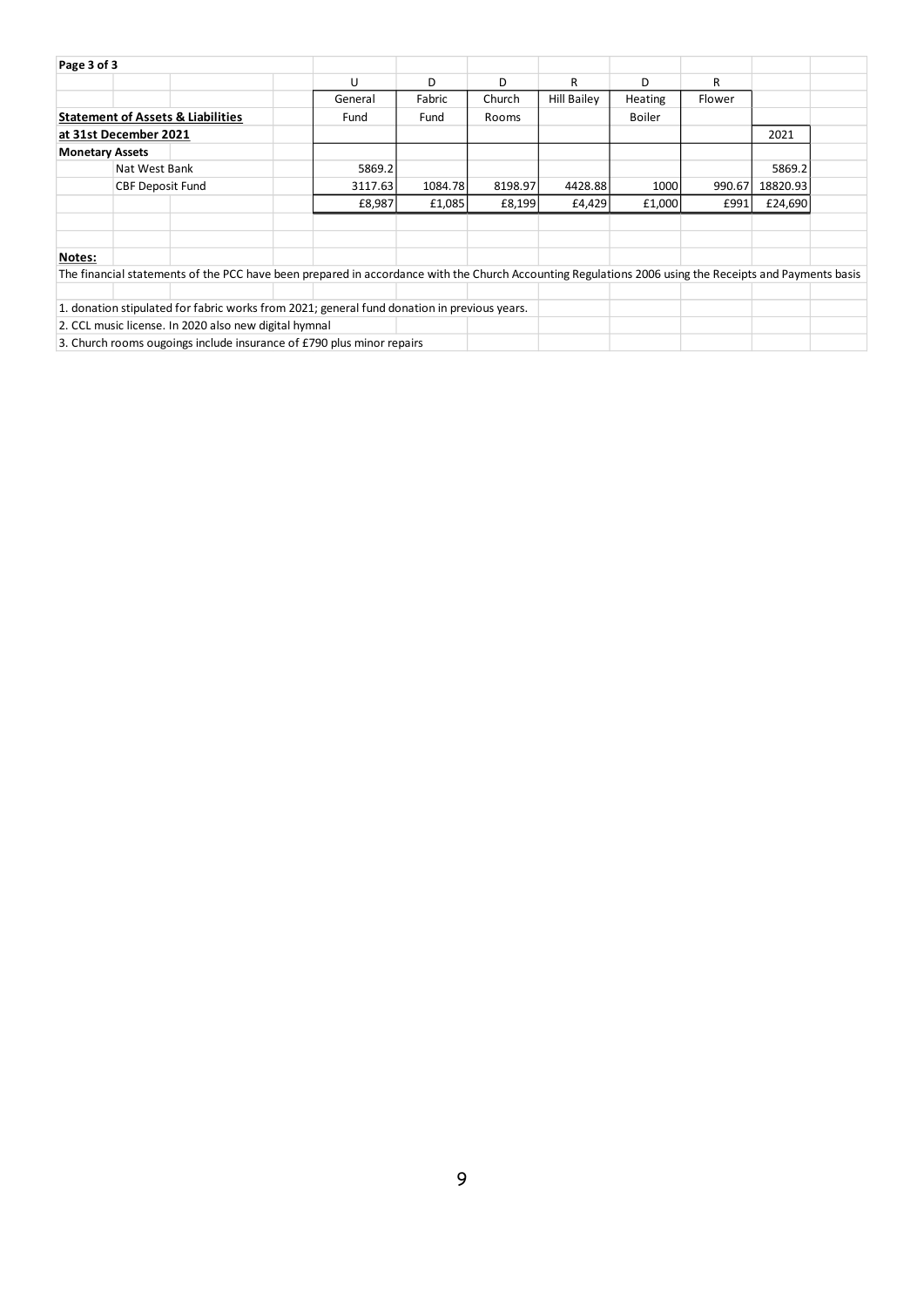| | U | D | D | R | D | R | |
|---|---|---|---|---|---|---|---|
| | General | Fabric | Church | Hill Bailey | Heating | Flower | |
| **Statement of Assets & Liabilities** | Fund | Fund | Rooms | | Boiler | | |
| **at 31st December 2021** | | | | | | | 2021 |
| **Monetary Assets** | | | | | | | |
| Nat West Bank | 5869.2 | | | | | | 5869.2 |
| CBF Deposit Fund | 3117.63 | 1084.78 | 8198.97 | 4428.88 | 1000 | 990.67 | 18820.93 |
| | £8,987 | £1,085 | £8,199 | £4,429 | £1,000 | £991 | £24,690 |

**Notes:**

The financial statements of the PCC have been prepared in accordance with the Church Accounting Regulations 2006 using the Receipts and Payments basis

1. donation stipulated for fabric works from 2021; general fund donation in previous years.
2. CCL music license. In 2020 also new digital hymnal
3. Church rooms ougoings include insurance of £790 plus minor repairs